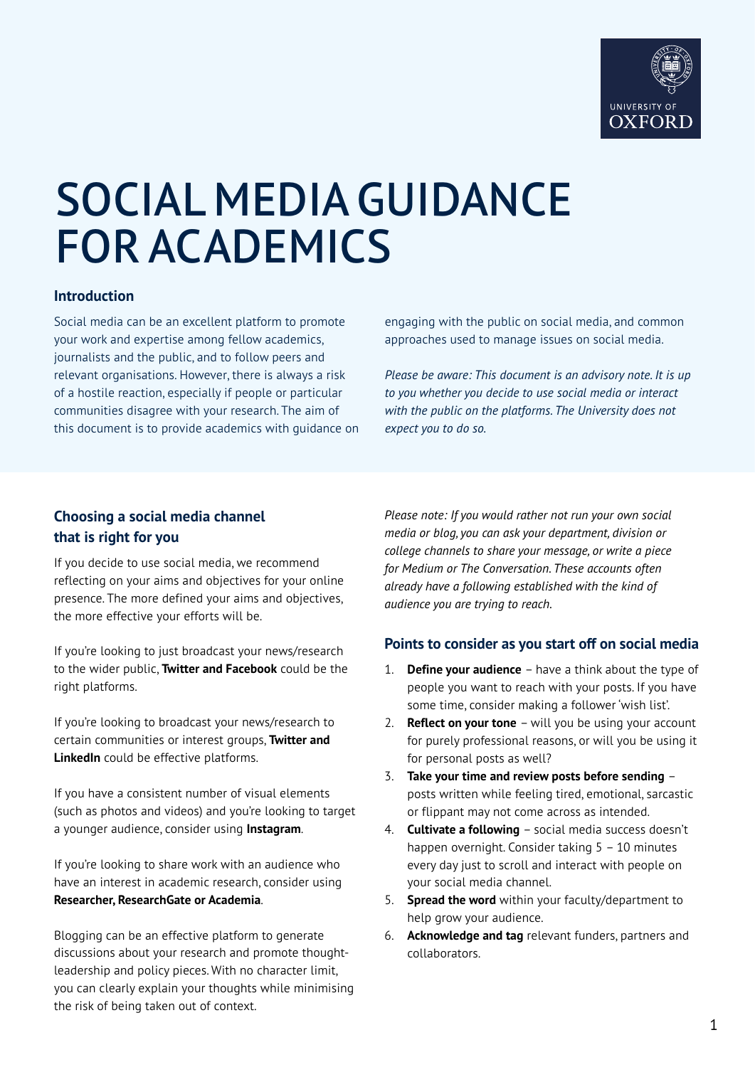# SOCIAL MEDIA GUIDANCE FOR ACADEMICS

## Introduction

Social media can be an excellent platform to promote your work and expertise among fellow academics, journalists and the public, and to follow peers and relevant organisations. However, there is always a risk of a hostile reaction, especially if people or particular communities disagree with your research. The aim of this document is to provide academics with guidance on engaging with the public on social media, and common approaches used to manage issues on social media.

*Please be aware: This document is an advisory note. It is up to you whether you decide to use social media or interact with the public on the platforms. The University does not expect you to do so.*

## Choosing a social media channel that is right for you

If you decide to use social media, we recommend reflecting on your aims and objectives for your online presence. The more defined your aims and objectives, the more effective your efforts will be.

If you're looking to just broadcast your news/research to the wider public, **Twitter and Facebook** could be the right platforms.

If you're looking to broadcast your news/research to certain communities or interest groups, **Twitter and LinkedIn** could be effective platforms.

If you have a consistent number of visual elements (such as photos and videos) and you're looking to target a younger audience, consider using **Instagram**.

If you're looking to share work with an audience who have an interest in academic research, consider using **Researcher, ResearchGate or Academia**.

Blogging can be an effective platform to generate discussions about your research and promote thought-leadership and policy pieces. With no character limit, you can clearly explain your thoughts while minimising the risk of being taken out of context.

*Please note: If you would rather not run your own social media or blog, you can ask your department, division or college channels to share your message, or write a piece for Medium or The Conversation. These accounts often already have a following established with the kind of audience you are trying to reach.*

## Points to consider as you start off on social media

1. **Define your audience** – have a think about the type of people you want to reach with your posts. If you have some time, consider making a follower 'wish list'.
2. **Reflect on your tone** – will you be using your account for purely professional reasons, or will you be using it for personal posts as well?
3. **Take your time and review posts before sending** – posts written while feeling tired, emotional, sarcastic or flippant may not come across as intended.
4. **Cultivate a following** – social media success doesn't happen overnight. Consider taking 5 – 10 minutes every day just to scroll and interact with people on your social media channel.
5. **Spread the word** within your faculty/department to help grow your audience.
6. **Acknowledge and tag** relevant funders, partners and collaborators.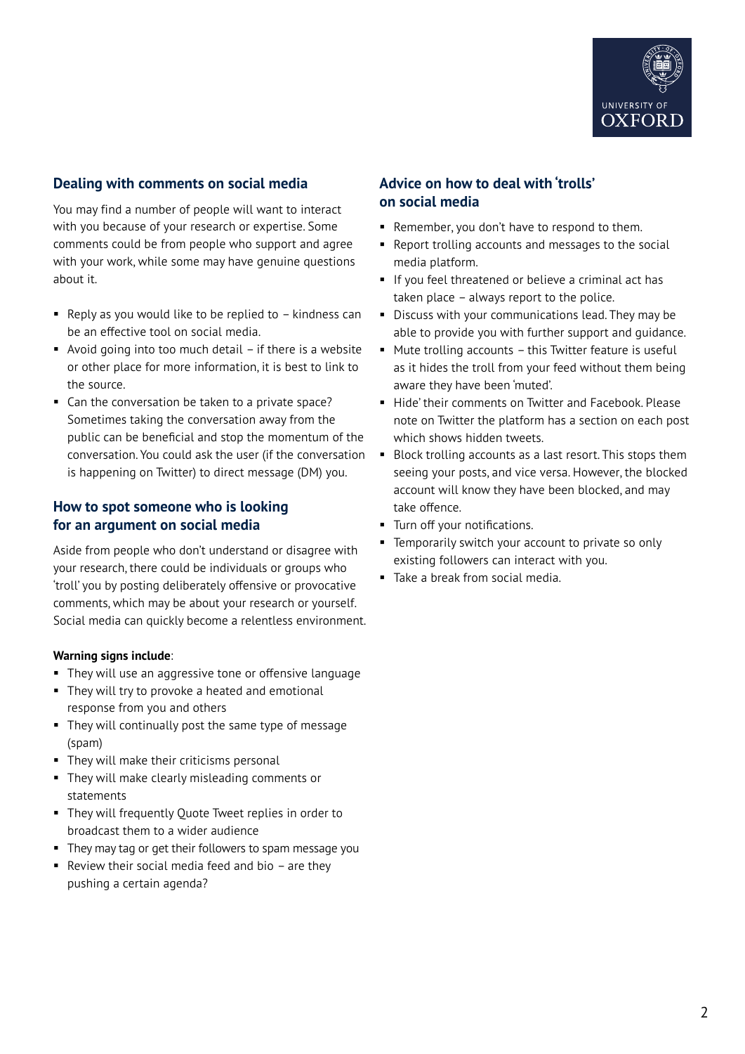## Dealing with comments on social media

You may find a number of people will want to interact with you because of your research or expertise. Some comments could be from people who support and agree with your work, while some may have genuine questions about it.

- Reply as you would like to be replied to – kindness can be an effective tool on social media.
- Avoid going into too much detail – if there is a website or other place for more information, it is best to link to the source.
- Can the conversation be taken to a private space? Sometimes taking the conversation away from the public can be beneficial and stop the momentum of the conversation. You could ask the user (if the conversation is happening on Twitter) to direct message (DM) you.

## How to spot someone who is looking for an argument on social media

Aside from people who don't understand or disagree with your research, there could be individuals or groups who 'troll' you by posting deliberately offensive or provocative comments, which may be about your research or yourself. Social media can quickly become a relentless environment.

**Warning signs include**:

- They will use an aggressive tone or offensive language
- They will try to provoke a heated and emotional response from you and others
- They will continually post the same type of message (spam)
- They will make their criticisms personal
- They will make clearly misleading comments or statements
- They will frequently Quote Tweet replies in order to broadcast them to a wider audience
- They may tag or get their followers to spam message you
- Review their social media feed and bio – are they pushing a certain agenda?

## Advice on how to deal with 'trolls' on social media

- Remember, you don't have to respond to them.
- Report trolling accounts and messages to the social media platform.
- If you feel threatened or believe a criminal act has taken place – always report to the police.
- Discuss with your communications lead. They may be able to provide you with further support and guidance.
- Mute trolling accounts – this Twitter feature is useful as it hides the troll from your feed without them being aware they have been 'muted'.
- Hide' their comments on Twitter and Facebook. Please note on Twitter the platform has a section on each post which shows hidden tweets.
- Block trolling accounts as a last resort. This stops them seeing your posts, and vice versa. However, the blocked account will know they have been blocked, and may take offence.
- Turn off your notifications.
- Temporarily switch your account to private so only existing followers can interact with you.
- Take a break from social media.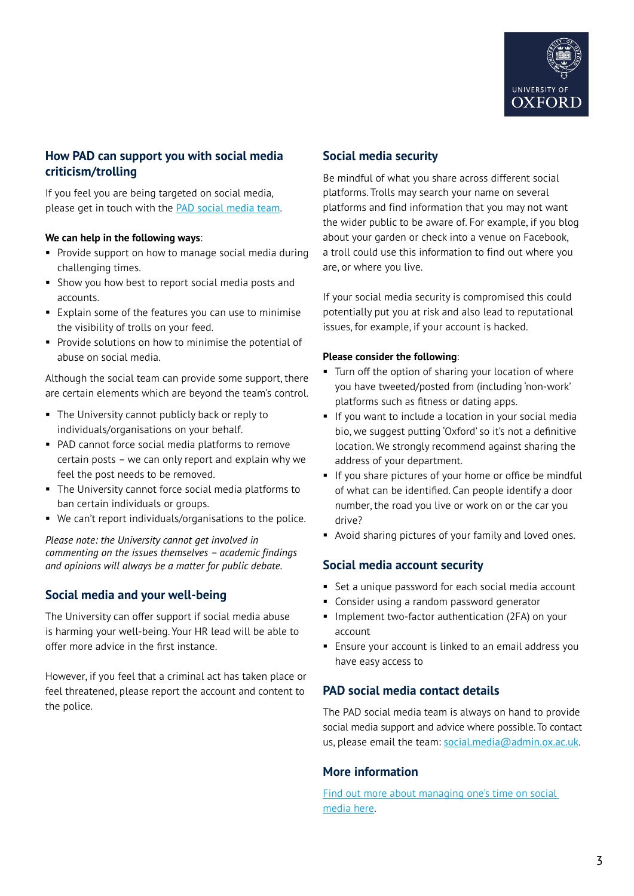## How PAD can support you with social media criticism/trolling

If you feel you are being targeted on social media, please get in touch with the PAD social media team.

**We can help in the following ways**:

- Provide support on how to manage social media during challenging times.
- Show you how best to report social media posts and accounts.
- Explain some of the features you can use to minimise the visibility of trolls on your feed.
- Provide solutions on how to minimise the potential of abuse on social media.

Although the social team can provide some support, there are certain elements which are beyond the team's control.

- The University cannot publicly back or reply to individuals/organisations on your behalf.
- PAD cannot force social media platforms to remove certain posts – we can only report and explain why we feel the post needs to be removed.
- The University cannot force social media platforms to ban certain individuals or groups.
- We can't report individuals/organisations to the police.

*Please note: the University cannot get involved in commenting on the issues themselves – academic findings and opinions will always be a matter for public debate.*

## Social media and your well-being

The University can offer support if social media abuse is harming your well-being. Your HR lead will be able to offer more advice in the first instance.

However, if you feel that a criminal act has taken place or feel threatened, please report the account and content to the police.

## Social media security

Be mindful of what you share across different social platforms. Trolls may search your name on several platforms and find information that you may not want the wider public to be aware of. For example, if you blog about your garden or check into a venue on Facebook, a troll could use this information to find out where you are, or where you live.

If your social media security is compromised this could potentially put you at risk and also lead to reputational issues, for example, if your account is hacked.

**Please consider the following**:

- Turn off the option of sharing your location of where you have tweeted/posted from (including 'non-work' platforms such as fitness or dating apps.
- If you want to include a location in your social media bio, we suggest putting 'Oxford' so it's not a definitive location. We strongly recommend against sharing the address of your department.
- If you share pictures of your home or office be mindful of what can be identified. Can people identify a door number, the road you live or work on or the car you drive?
- Avoid sharing pictures of your family and loved ones.

## Social media account security

- Set a unique password for each social media account
- Consider using a random password generator
- Implement two-factor authentication (2FA) on your account
- Ensure your account is linked to an email address you have easy access to

## PAD social media contact details

The PAD social media team is always on hand to provide social media support and advice where possible. To contact us, please email the team: social.media@admin.ox.ac.uk.

## More information

Find out more about managing one's time on social media here.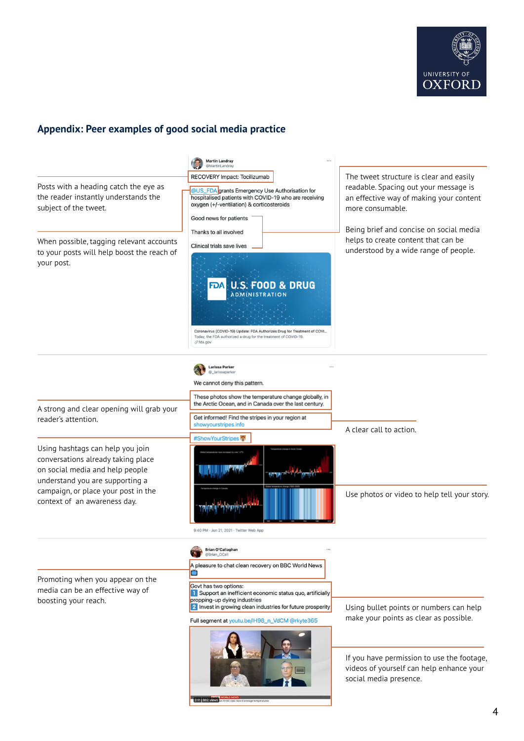## Appendix: Peer examples of good social media practice

Martin Landray
@MartinLandray

RECOVERY Impact: Tocilizumab

@US_FDA grants Emergency Use Authorisation for hospitalised patients with COVID-19 who are receiving oxygen (+/-ventilation) & corticosteroids

Good news for patients

Thanks to all involved

Clinical trials save lives

Coronavirus (COVID-19) Update: FDA Authorizes Drug for Treatment of COVI...
Today, the FDA authorized a drug for the treatment of COVID-19.
fda.gov

Posts with a heading catch the eye as the reader instantly understands the subject of the tweet.

When possible, tagging relevant accounts to your posts will help boost the reach of your post.

The tweet structure is clear and easily readable. Spacing out your message is an effective way of making your content more consumable.

Being brief and concise on social media helps to create content that can be understood by a wide range of people.

Larissa Parker
@_larissaparker

We cannot deny this pattern.

These photos show the temperature change globally, in the Arctic Ocean, and in Canada over the last century.

Get informed! Find the stripes in your region at showyourstripes.info

#ShowYourStripes

9:40 PM · Jun 21, 2021 · Twitter Web App

A strong and clear opening will grab your reader's attention.

Using hashtags can help you join conversations already taking place on social media and help people understand you are supporting a campaign, or place your post in the context of an awareness day.

A clear call to action.

Use photos or video to help tell your story.

Brian O'Callaghan
@Brian_OCall

A pleasure to chat clean recovery on BBC World News

Govt has two options:
1 Support an inefficient economic status quo, artificially propping-up dying industries
2 Invest in growing clean industries for future prosperity

Full segment at youtu.be/lH98_n_VdCM @rkyte365

Promoting when you appear on the media can be an effective way of boosting your reach.

Using bullet points or numbers can help make your points as clear as possible.

If you have permission to use the footage, videos of yourself can help enhance your social media presence.